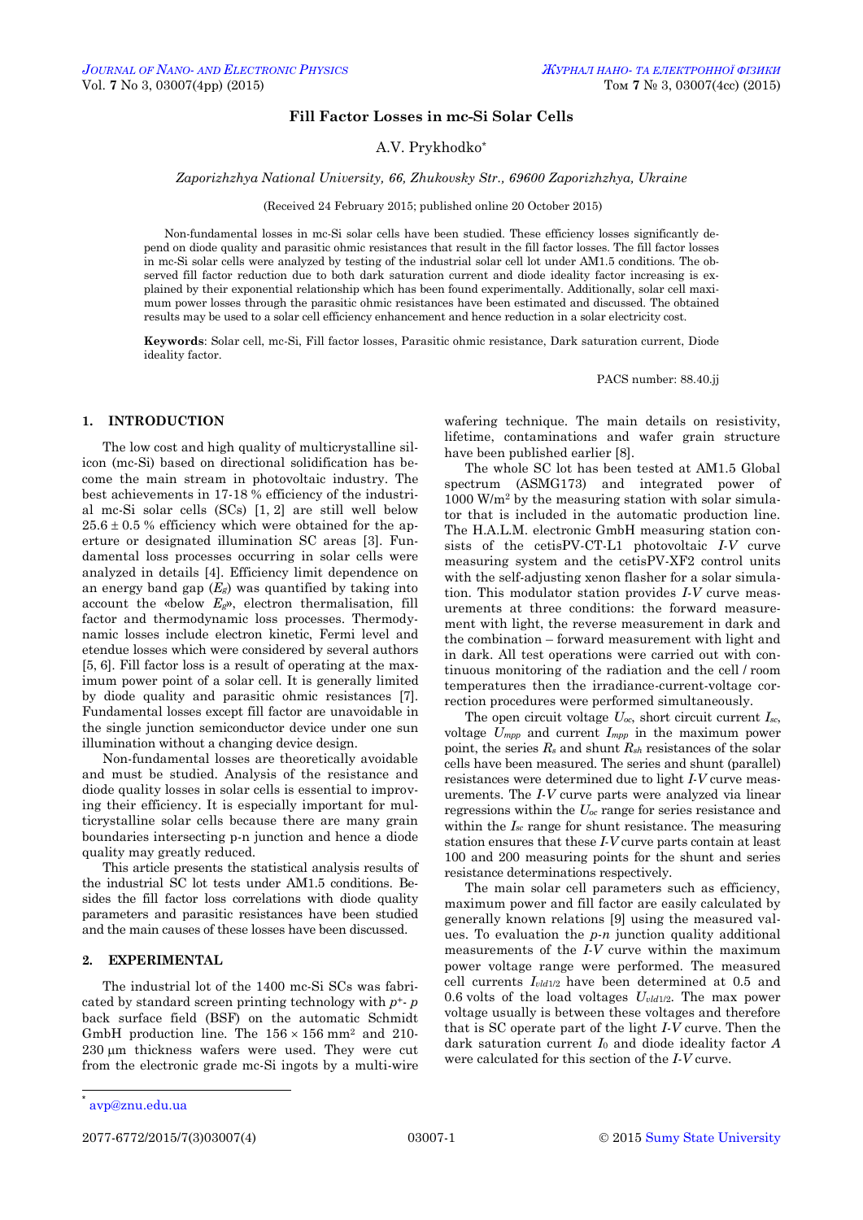# Fill Factor Losses in mc-Si Solar Cells

A.V. Prykhodko*

*Zaporizhzhya National University, 66, Zhukovsky Str., 69600 Zaporizhzhya, Ukraine*

(Received 24 February 2015; published online 20 October 2015)

Non-fundamental losses in mc-Si solar cells have been studied. These efficiency losses significantly depend on diode quality and parasitic ohmic resistances that result in the fill factor losses. The fill factor losses in mc-Si solar cells were analyzed by testing of the industrial solar cell lot under AM1.5 conditions. The observed fill factor reduction due to both dark saturation current and diode ideality factor increasing is explained by their exponential relationship which has been found experimentally. Additionally, solar cell maximum power losses through the parasitic ohmic resistances have been estimated and discussed. The obtained results may be used to a solar cell efficiency enhancement and hence reduction in a solar electricity cost.

**Keywords**: Solar cell, mc-Si, Fill factor losses, Parasitic ohmic resistance, Dark saturation current, Diode ideality factor.

PACS number: 88.40.jj

## 1. INTRODUCTION

The low cost and high quality of multicrystalline silicon (mc-Si) based on directional solidification has become the main stream in photovoltaic industry. The best achievements in 17-18 % efficiency of the industrial mc-Si solar cells (SCs) [1, 2] are still well below $25.6 \pm 0.5$ % efficiency which were obtained for the aperture or designated illumination SC areas [3]. Fundamental loss processes occurring in solar cells were analyzed in details [4]. Efficiency limit dependence on an energy band gap ($E_g$) was quantified by taking into account the «below $E_g$», electron thermalisation, fill factor and thermodynamic loss processes. Thermodynamic losses include electron kinetic, Fermi level and etendue losses which were considered by several authors [5, 6]. Fill factor loss is a result of operating at the maximum power point of a solar cell. It is generally limited by diode quality and parasitic ohmic resistances [7]. Fundamental losses except fill factor are unavoidable in the single junction semiconductor device under one sun illumination without a changing device design.

Non-fundamental losses are theoretically avoidable and must be studied. Analysis of the resistance and diode quality losses in solar cells is essential to improving their efficiency. It is especially important for multicrystalline solar cells because there are many grain boundaries intersecting p-n junction and hence a diode quality may greatly reduced.

This article presents the statistical analysis results of the industrial SC lot tests under AM1.5 conditions. Besides the fill factor loss correlations with diode quality parameters and parasitic resistances have been studied and the main causes of these losses have been discussed.

## 2. EXPERIMENTAL

The industrial lot of the 1400 mc-Si SCs was fabricated by standard screen printing technology with $p^{+}$- $p$ back surface field (BSF) on the automatic Schmidt GmbH production line. The $156 \times 156$ mm$^2$ and 210-230 μm thickness wafers were used. They were cut from the electronic grade mc-Si ingots by a multi-wire wafering technique. The main details on resistivity, lifetime, contaminations and wafer grain structure have been published earlier [8].

The whole SC lot has been tested at AM1.5 Global spectrum (ASMG173) and integrated power of 1000 W/m$^2$ by the measuring station with solar simulator that is included in the automatic production line. The H.A.L.M. electronic GmbH measuring station consists of the cetisPV-CT-L1 photovoltaic *I-V* curve measuring system and the cetisPV-XF2 control units with the self-adjusting xenon flasher for a solar simulation. This modulator station provides *I-V* curve measurements at three conditions: the forward measurement with light, the reverse measurement in dark and the combination – forward measurement with light and in dark. All test operations were carried out with continuous monitoring of the radiation and the cell / room temperatures then the irradiance-current-voltage correction procedures were performed simultaneously.

The open circuit voltage $U_{oc}$, short circuit current $I_{sc}$, voltage $U_{mpp}$ and current $I_{mpp}$ in the maximum power point, the series $R_s$ and shunt $R_{sh}$ resistances of the solar cells have been measured. The series and shunt (parallel) resistances were determined due to light *I-V* curve measurements. The *I-V* curve parts were analyzed via linear regressions within the $U_{oc}$ range for series resistance and within the $I_{sc}$ range for shunt resistance. The measuring station ensures that these *I-V* curve parts contain at least 100 and 200 measuring points for the shunt and series resistance determinations respectively.

The main solar cell parameters such as efficiency, maximum power and fill factor are easily calculated by generally known relations [9] using the measured values. To evaluation the *p-n* junction quality additional measurements of the *I-V* curve within the maximum power voltage range were performed. The measured cell currents $I_{vld1/2}$ have been determined at 0.5 and 0.6 volts of the load voltages $U_{vld1/2}$. The max power voltage usually is between these voltages and therefore that is SC operate part of the light *I-V* curve. Then the dark saturation current $I_0$ and diode ideality factor $A$ were calculated for this section of the *I-V* curve.

* avp@znu.edu.ua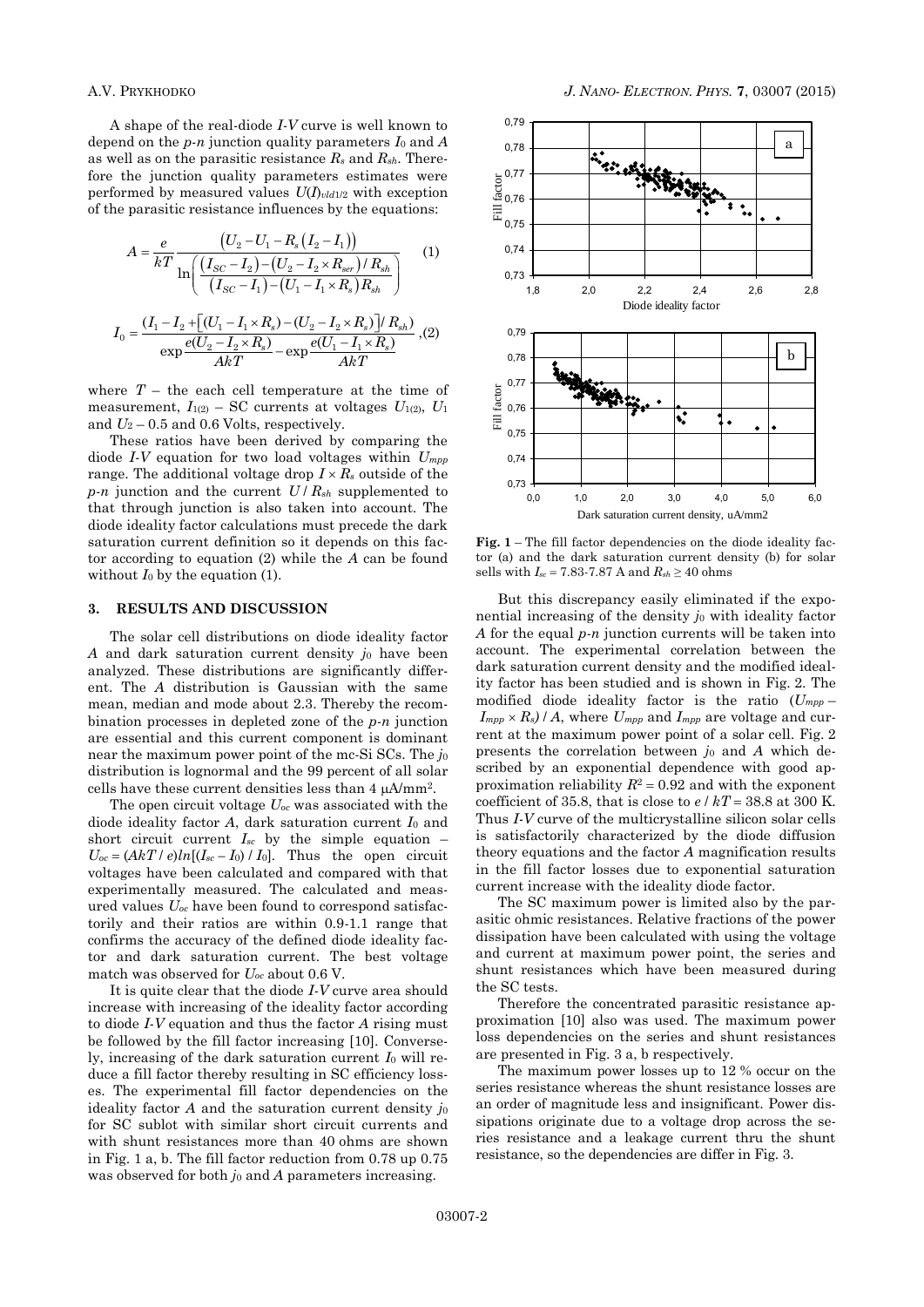A shape of the real-diode *I-V* curve is well known to depend on the *p-n* junction quality parameters $I_0$ and $A$ as well as on the parasitic resistance $R_s$ and $R_{sh}$. Therefore the junction quality parameters estimates were performed by measured values $U(I)_{vld1/2}$ with exception of the parasitic resistance influences by the equations:

$$A = \frac{e}{kT}\frac{\left(U_2 - U_1 - R_s\left(I_2 - I_1\right)\right)}{\ln\left(\dfrac{\left(I_{SC} - I_2\right) - \left(U_2 - I_2 \times R_{ser}\right)/R_{sh}}{\left(I_{SC} - I_1\right) - \left(U_1 - I_1 \times R_s\right)R_{sh}}\right)} \quad (1)$$

$$I_0 = \frac{(I_1 - I_2 + \left[(U_1 - I_1 \times R_s) - (U_2 - I_2 \times R_s)\right]/R_{sh})}{\exp\dfrac{e(U_2 - I_2 \times R_s)}{AkT} - \exp\dfrac{e(U_1 - I_1 \times R_s)}{AkT}}, \quad (2)$$

where $T$ – the each cell temperature at the time of measurement, $I_{1(2)}$ – SC currents at voltages $U_{1(2)}$, $U_1$ and $U_2$ – 0.5 and 0.6 Volts, respectively.

These ratios have been derived by comparing the diode *I-V* equation for two load voltages within $U_{mpp}$ range. The additional voltage drop $I \times R_s$ outside of the *p-n* junction and the current $U/R_{sh}$ supplemented to that through junction is also taken into account. The diode ideality factor calculations must precede the dark saturation current definition so it depends on this factor according to equation (2) while the $A$ can be found without $I_0$ by the equation (1).

## 3. RESULTS AND DISCUSSION

The solar cell distributions on diode ideality factor $A$ and dark saturation current density $j_0$ have been analyzed. These distributions are significantly different. The $A$ distribution is Gaussian with the same mean, median and mode about 2.3. Thereby the recombination processes in depleted zone of the *p-n* junction are essential and this current component is dominant near the maximum power point of the mc-Si SCs. The $j_0$ distribution is lognormal and the 99 percent of all solar cells have these current densities less than 4 μA/mm$^2$.

The open circuit voltage $U_{oc}$ was associated with the diode ideality factor $A$, dark saturation current $I_0$ and short circuit current $I_{sc}$ by the simple equation – $U_{oc} = (AkT/e)ln[(I_{sc} - I_0)/I_0]$. Thus the open circuit voltages have been calculated and compared with that experimentally measured. The calculated and measured values $U_{oc}$ have been found to correspond satisfactorily and their ratios are within 0.9-1.1 range that confirms the accuracy of the defined diode ideality factor and dark saturation current. The best voltage match was observed for $U_{oc}$ about 0.6 V.

It is quite clear that the diode *I-V* curve area should increase with increasing of the ideality factor according to diode *I-V* equation and thus the factor $A$ rising must be followed by the fill factor increasing [10]. Conversely, increasing of the dark saturation current $I_0$ will reduce a fill factor thereby resulting in SC efficiency losses. The experimental fill factor dependencies on the ideality factor $A$ and the saturation current density $j_0$ for SC sublot with similar short circuit currents and with shunt resistances more than 40 ohms are shown in Fig. 1 a, b. The fill factor reduction from 0.78 up 0.75 was observed for both $j_0$ and $A$ parameters increasing.

**Fig. 1** – The fill factor dependencies on the diode ideality factor (a) and the dark saturation current density (b) for solar sells with $I_{sc}$ = 7.83-7.87 A and $R_{sh} \geq 40$ ohms

But this discrepancy easily eliminated if the exponential increasing of the density $j_0$ with ideality factor $A$ for the equal *p-n* junction currents will be taken into account. The experimental correlation between the dark saturation current density and the modified ideality factor has been studied and is shown in Fig. 2. The modified diode ideality factor is the ratio $(U_{mpp} - I_{mpp} \times R_s)/A$, where $U_{mpp}$ and $I_{mpp}$ are voltage and current at the maximum power point of a solar cell. Fig. 2 presents the correlation between $j_0$ and $A$ which described by an exponential dependence with good approximation reliability $R^2 = 0.92$ and with the exponent coefficient of 35.8, that is close to $e/kT = 38.8$ at 300 K. Thus *I-V* curve of the multicrystalline silicon solar cells is satisfactorily characterized by the diode diffusion theory equations and the factor $A$ magnification results in the fill factor losses due to exponential saturation current increase with the ideality diode factor.

The SC maximum power is limited also by the parasitic ohmic resistances. Relative fractions of the power dissipation have been calculated with using the voltage and current at maximum power point, the series and shunt resistances which have been measured during the SC tests.

Therefore the concentrated parasitic resistance approximation [10] also was used. The maximum power loss dependencies on the series and shunt resistances are presented in Fig. 3 a, b respectively.

The maximum power losses up to 12 % occur on the series resistance whereas the shunt resistance losses are an order of magnitude less and insignificant. Power dissipations originate due to a voltage drop across the series resistance and a leakage current thru the shunt resistance, so the dependencies are differ in Fig. 3.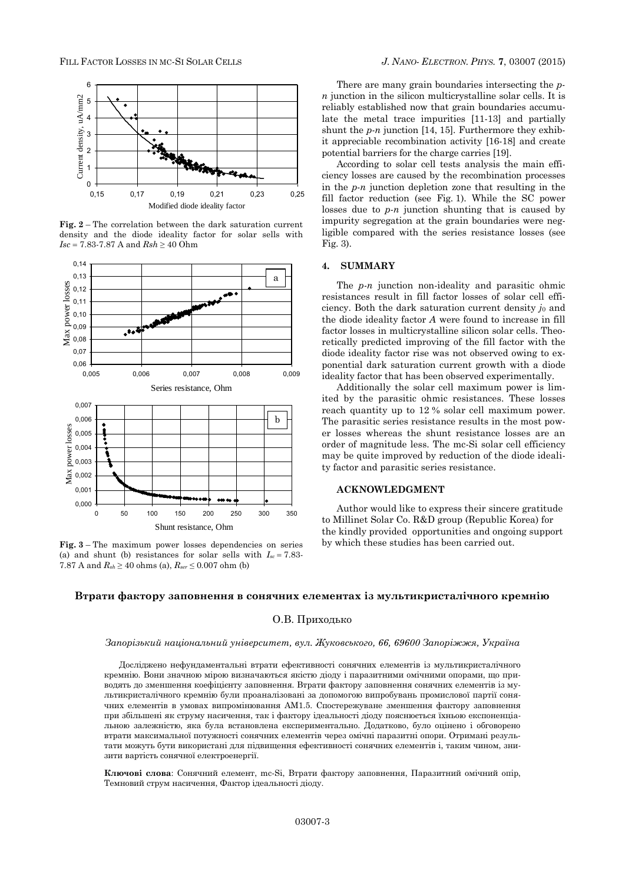**Fig. 2** – The correlation between the dark saturation current density and the diode ideality factor for solar sells with $Isc$ = 7.83-7.87 A and $Rsh \geq 40$ Ohm

**Fig. 3** – The maximum power losses dependencies on series (a) and shunt (b) resistances for solar sells with $I_{sc}$ = 7.83-7.87 A and $R_{sh} \geq 40$ ohms (a), $R_{ser} \leq 0.007$ ohm (b)

There are many grain boundaries intersecting the *p-n* junction in the silicon multicrystalline solar cells. It is reliably established now that grain boundaries accumulate the metal trace impurities [11-13] and partially shunt the *p-n* junction [14, 15]. Furthermore they exhibit appreciable recombination activity [16-18] and create potential barriers for the charge carries [19].

According to solar cell tests analysis the main efficiency losses are caused by the recombination processes in the *p-n* junction depletion zone that resulting in the fill factor reduction (see Fig. 1). While the SC power losses due to *p-n* junction shunting that is caused by impurity segregation at the grain boundaries were negligible compared with the series resistance losses (see Fig. 3).

## 4. SUMMARY

The *p-n* junction non-ideality and parasitic ohmic resistances result in fill factor losses of solar cell efficiency. Both the dark saturation current density $j_0$ and the diode ideality factor $A$ were found to increase in fill factor losses in multicrystalline silicon solar cells. Theoretically predicted improving of the fill factor with the diode ideality factor rise was not observed owing to exponential dark saturation current growth with a diode ideality factor that has been observed experimentally.

Additionally the solar cell maximum power is limited by the parasitic ohmic resistances. These losses reach quantity up to 12 % solar cell maximum power. The parasitic series resistance results in the most power losses whereas the shunt resistance losses are an order of magnitude less. The mc-Si solar cell efficiency may be quite improved by reduction of the diode ideality factor and parasitic series resistance.

## ACKNOWLEDGMENT

Author would like to express their sincere gratitude to Millinet Solar Co. R&D group (Republic Korea) for the kindly provided opportunities and ongoing support by which these studies has been carried out.

## Втрати фактору заповнення в сонячних елементах із мультикристалічного кремнію

О.В. Приходько

*Запорізький національний університет, вул. Жуковського, 66, 69600 Запоріжжя, Україна*

Досліджено нефундаментальні втрати ефективності сонячних елементів із мультикристалічного кремнію. Вони значною мірою визначаються якістю діоду і паразитними омічними опорами, що приводять до зменшення коефіцієнту заповнення. Втрати фактору заповнення сонячних елементів із мультикристалічного кремнію були проаналізовані за допомогою випробувань промислової партії сонячних елементів в умовах випромінювання AM1.5. Спостережуване зменшення фактору заповнення при збільшені як струму насичення, так і фактору ідеальності діоду пояснюється їхньою експоненціальною залежністю, яка була встановлена експериментально. Додатково, було оцінено і обговорено втрати максимальної потужності сонячних елементів через омічні паразитні опори. Отримані результати можуть бути використані для підвищення ефективності сонячних елементів і, таким чином, знизити вартість сонячної електроенергії.

**Ключові слова**: Сонячний елемент, mc-Si, Втрати фактору заповнення, Паразитний омічний опір, Темновий струм насичення, Фактор ідеальності діоду.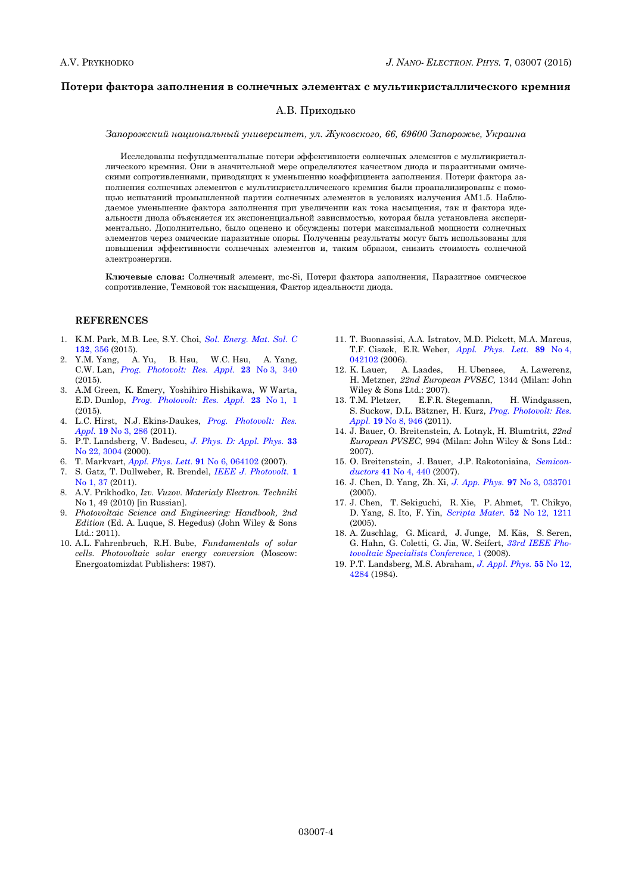## Потери фактора заполнения в солнечных элементах с мультикристаллического кремния

А.В. Приходько

*Запорожский национальный университет, ул. Жуковского, 66, 69600 Запорожье, Украина*

Исследованы нефундаментальные потери эффективности солнечных элементов с мультикристаллического кремния. Они в значительной мере определяются качеством диода и паразитными омическими сопротивлениями, приводящих к уменьшению коэффициента заполнения. Потери фактора заполнения солнечных элементов с мультикристаллического кремния были проанализированы с помощью испытаний промышленной партии солнечных элементов в условиях излучения AM1.5. Наблюдаемое уменьшение фактора заполнения при увеличении как тока насыщения, так и фактора идеальности диода объясняется их экспоненциальной зависимостью, которая была установлена экспериментально. Дополнительно, было оценено и обсуждены потери максимальной мощности солнечных элементов через омические паразитные опоры. Полученны результаты могут быть использованы для повышения эффективности солнечных элементов и, таким образом, снизить стоимость солнечной электроэнергии.

**Ключевые слова:** Солнечный элемент, mc-Si, Потери фактора заполнения, Паразитное омическое сопротивление, Темновой ток насыщения, Фактор идеальности диода.

### REFERENCES

1. K.M. Park, M.B. Lee, S.Y. Choi, *Sol. Energ. Mat. Sol. C* **132**, 356 (2015).
2. Y.M. Yang, A. Yu, B. Hsu, W.C. Hsu, A. Yang, C.W. Lan, *Prog. Photovolt: Res. Appl.* **23** No 3, 340 (2015).
3. A.M Green, K. Emery, Yoshihiro Hishikawa, W Warta, E.D. Dunlop, *Prog. Photovolt: Res. Appl.* **23** No 1, 1 (2015).
4. L.C. Hirst, N.J. Ekins-Daukes, *Prog. Photovolt: Res. Appl.* **19** No 3, 286 (2011).
5. P.T. Landsberg, V. Badescu, *J. Phys. D: Appl. Phys.* **33** No 22, 3004 (2000).
6. T. Markvart, *Appl. Phys. Lett.* **91** No 6, 064102 (2007).
7. S. Gatz, T. Dullweber, R. Brendel, *IEEE J. Photovolt.* **1** No 1, 37 (2011).
8. A.V. Prikhodko, *Izv. Vuzov. Materialy Electron. Techniki* No 1, 49 (2010) [in Russian].
9. *Photovoltaic Science and Engineering: Handbook, 2nd Edition* (Ed. A. Luque, S. Hegedus) (John Wiley & Sons Ltd.: 2011).
10. A.L. Fahrenbruch, R.H. Bube, *Fundamentals of solar cells. Photovoltaic solar energy conversion* (Moscow: Energoatomizdat Publishers: 1987).
11. T. Buonassisi, A.A. Istratov, M.D. Pickett, M.A. Marcus, T.F. Ciszek, E.R. Weber, *Appl. Phys. Lett.* **89** No 4, 042102 (2006).
12. K. Lauer, A. Laades, H. Ubensee, A. Lawerenz, H. Metzner, *22nd European PVSEC,* 1344 (Milan: John Wiley & Sons Ltd.: 2007).
13. T.M. Pletzer, E.F.R. Stegemann, H. Windgassen, S. Suckow, D.L. Bätzner, H. Kurz, *Prog. Photovolt: Res. Appl.* **19** No 8, 946 (2011).
14. J. Bauer, O. Breitenstein, A. Lotnyk, H. Blumtritt, *22nd European PVSEC*, 994 (Milan: John Wiley & Sons Ltd.: 2007).
15. O. Breitenstein, J. Bauer, J.P. Rakotoniaina, *Semiconductors* **41** No 4, 440 (2007).
16. J. Chen, D. Yang, Zh. Xi, *J. App. Phys.* **97** No 3, 033701 (2005).
17. J. Chen, T. Sekiguchi, R. Xie, P. Ahmet, T. Chikyo, D. Yang, S. Ito, F. Yin, *Scripta Mater.* **52** No 12, 1211 (2005).
18. A. Zuschlag, G. Micard, J. Junge, M. Käs, S. Seren, G. Hahn, G. Coletti, G. Jia, W. Seifert, *33rd IEEE Photovoltaic Specialists Conference*, 1 (2008).
19. P.T. Landsberg, M.S. Abraham, *J. Appl. Phys.* **55** No 12, 4284 (1984).